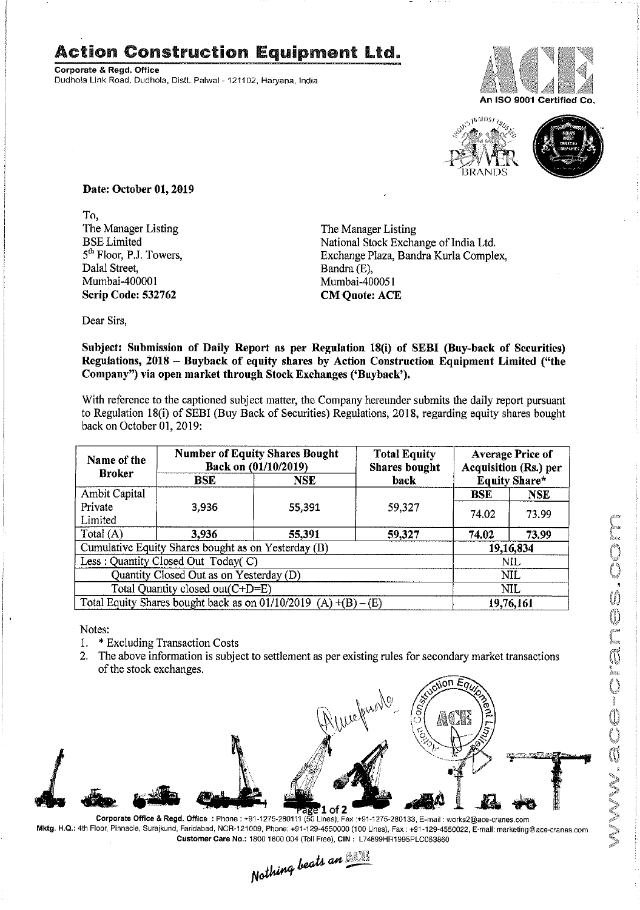# Action Construction Equipment Ltd.

**Corporate & Regd. Office**
Dudhola Link Road, Dudhola, Distt. Palwal - 121102, Haryana, India

An ISO 9001 Certified Co.

**Date: October 01, 2019**

To,

The Manager Listing
BSE Limited
5th Floor, P.J. Towers,
Dalal Street,
Mumbai-400001
**Scrip Code: 532762**

The Manager Listing
National Stock Exchange of India Ltd.
Exchange Plaza, Bandra Kurla Complex,
Bandra (E),
Mumbai-400051
**CM Quote: ACE**

Dear Sirs,

**Subject: Submission of Daily Report as per Regulation 18(i) of SEBI (Buy-back of Securities) Regulations, 2018 – Buyback of equity shares by Action Construction Equipment Limited ("the Company") via open market through Stock Exchanges ('Buyback').**

With reference to the captioned subject matter, the Company hereunder submits the daily report pursuant to Regulation 18(i) of SEBI (Buy Back of Securities) Regulations, 2018, regarding equity shares bought back on October 01, 2019:

| Name of the Broker | Number of Equity Shares Bought Back on (01/10/2019) | | Total Equity Shares bought back | Average Price of Acquisition (Rs.) per Equity Share* | |
|---|---|---|---|---|---|
| | BSE | NSE | | BSE | NSE |
| Ambit Capital Private Limited | 3,936 | 55,391 | 59,327 | 74.02 | 73.99 |
| Total (A) | 3,936 | 55,391 | 59,327 | 74.02 | 73.99 |
| Cumulative Equity Shares bought as on Yesterday (B) | | | | 19,16,834 | |
| Less : Quantity Closed Out Today( C) | | | | NIL | |
| Quantity Closed Out as on Yesterday (D) | | | | NIL | |
| Total Quantity closed out(C+D=E) | | | | NIL | |
| Total Equity Shares bought back as on 01/10/2019 (A) +(B) – (E) | | | | 19,76,161 | |

Notes:

1. * Excluding Transaction Costs
2. The above information is subject to settlement as per existing rules for secondary market transactions of the stock exchanges.

Corporate Office & Regd. Office : Phone : +91-1275-280111 (50 Lines), Fax :+91-1275-280133, E-mail : works2@ace-cranes.com
Mktg. H.Q.: 4th Floor, Pinnacle, Surajkund, Faridabad, NCR-121009, Phone: +91-129-4550000 (100 Lines), Fax : +91-129-4550022, E-mail: marketing@ace-cranes.com
Customer Care No.: 1800 1800 004 (Toll Free), CIN : L74899HR1995PLC053860

*Nothing beats an ACE*

www.ace-cranes.com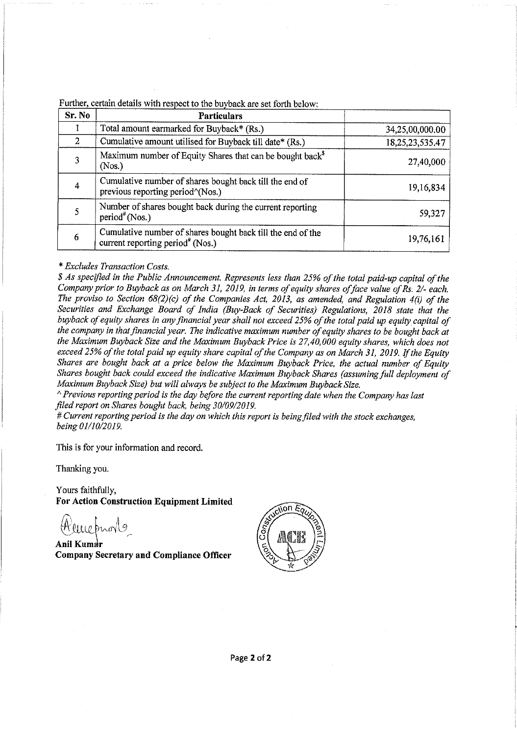Further, certain details with respect to the buyback are set forth below:

| Sr. No | Particulars | |
|---|---|---|
| 1 | Total amount earmarked for Buyback* (Rs.) | 34,25,00,000.00 |
| 2 | Cumulative amount utilised for Buyback till date* (Rs.) | 18,25,23,535.47 |
| 3 | Maximum number of Equity Shares that can be bought back$ (Nos.) | 27,40,000 |
| 4 | Cumulative number of shares bought back till the end of previous reporting period^(Nos.) | 19,16,834 |
| 5 | Number of shares bought back during the current reporting period# (Nos.) | 59,327 |
| 6 | Cumulative number of shares bought back till the end of the current reporting period# (Nos.) | 19,76,161 |

*\* Excludes Transaction Costs.*

*$ As specified in the Public Announcement. Represents less than 25% of the total paid-up capital of the Company prior to Buyback as on March 31, 2019, in terms of equity shares of face value of Rs. 2/- each. The proviso to Section 68(2)(c) of the Companies Act, 2013, as amended, and Regulation 4(i) of the Securities and Exchange Board of India (Buy-Back of Securities) Regulations, 2018 state that the buyback of equity shares in any financial year shall not exceed 25% of the total paid up equity capital of the company in that financial year. The indicative maximum number of equity shares to be bought back at the Maximum Buyback Size and the Maximum Buyback Price is 27,40,000 equity shares, which does not exceed 25% of the total paid up equity share capital of the Company as on March 31, 2019. If the Equity Shares are bought back at a price below the Maximum Buyback Price, the actual number of Equity Shares bought back could exceed the indicative Maximum Buyback Shares (assuming full deployment of Maximum Buyback Size) but will always be subject to the Maximum Buyback Size.*

*^ Previous reporting period is the day before the current reporting date when the Company has last filed report on Shares bought back, being 30/09/2019.*

*# Current reporting period is the day on which this report is being filed with the stock exchanges, being 01/10/2019.*

This is for your information and record.

Thanking you.

Yours faithfully,

**For Action Construction Equipment Limited**

**Anil Kumar**

**Company Secretary and Compliance Officer**